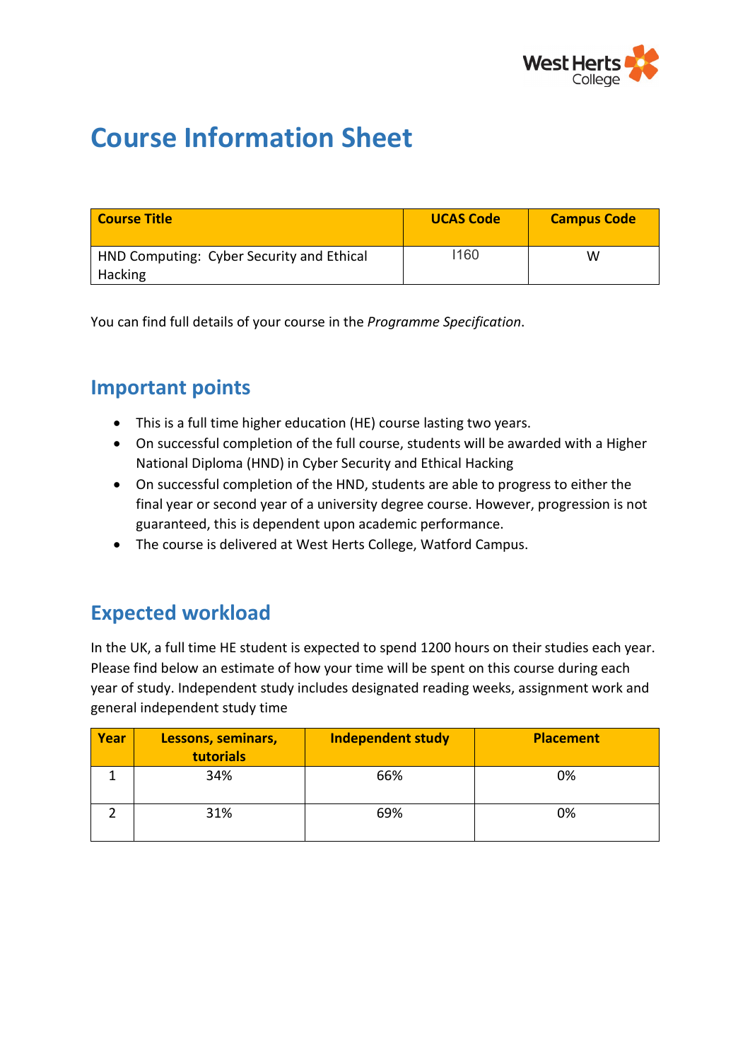# Course Information Sheet

| Course Title | UCAS Code | Campus Code |
|---|---|---|
| HND Computing: Cyber Security and Ethical Hacking | I160 | W |

You can find full details of your course in the *Programme Specification*.

## Important points

- This is a full time higher education (HE) course lasting two years.
- On successful completion of the full course, students will be awarded with a Higher National Diploma (HND) in Cyber Security and Ethical Hacking
- On successful completion of the HND, students are able to progress to either the final year or second year of a university degree course. However, progression is not guaranteed, this is dependent upon academic performance.
- The course is delivered at West Herts College, Watford Campus.

## Expected workload

In the UK, a full time HE student is expected to spend 1200 hours on their studies each year. Please find below an estimate of how your time will be spent on this course during each year of study. Independent study includes designated reading weeks, assignment work and general independent study time

| Year | Lessons, seminars, tutorials | Independent study | Placement |
|---|---|---|---|
| 1 | 34% | 66% | 0% |
| 2 | 31% | 69% | 0% |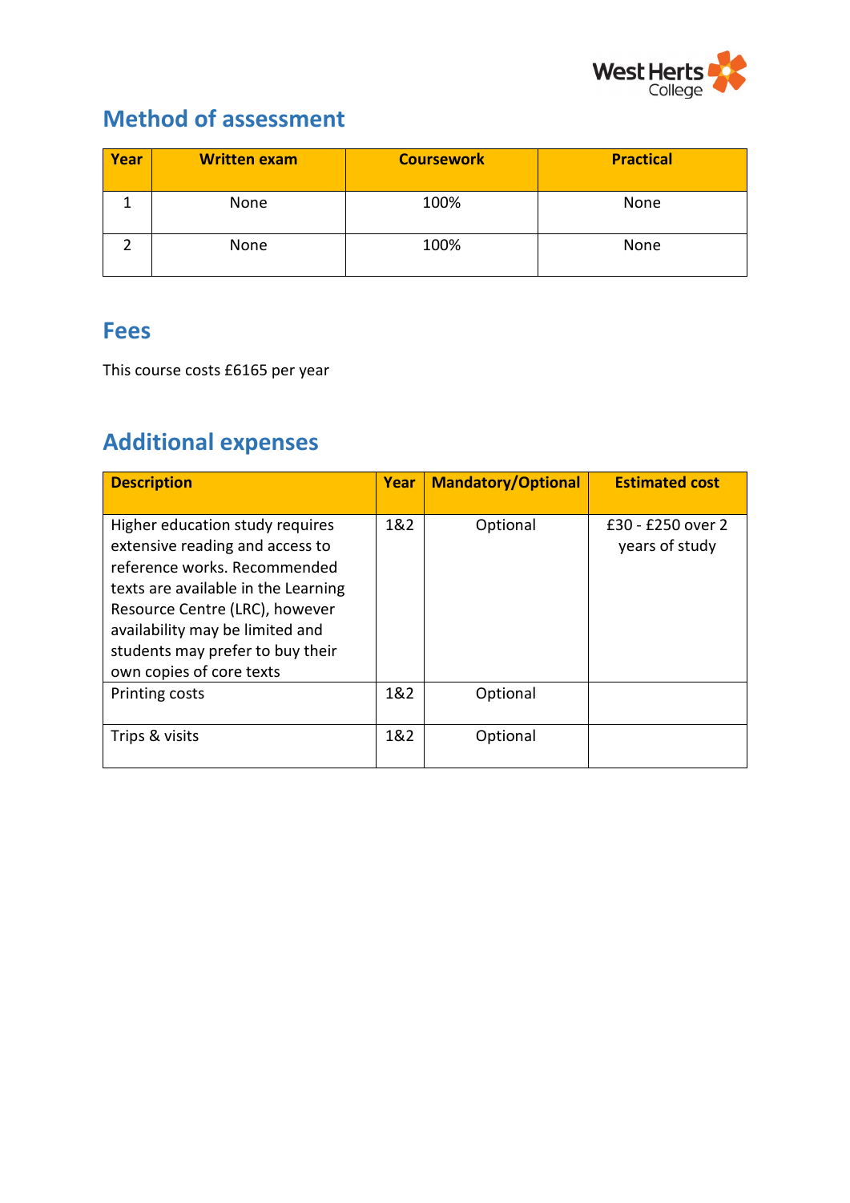## Method of assessment

| Year | Written exam | Coursework | Practical |
| --- | --- | --- | --- |
| 1 | None | 100% | None |
| 2 | None | 100% | None |

## Fees

This course costs £6165 per year

## Additional expenses

| Description | Year | Mandatory/Optional | Estimated cost |
| --- | --- | --- | --- |
| Higher education study requires extensive reading and access to reference works. Recommended texts are available in the Learning Resource Centre (LRC), however availability may be limited and students may prefer to buy their own copies of core texts | 1&2 | Optional | £30 - £250 over 2 years of study |
| Printing costs | 1&2 | Optional | |
| Trips & visits | 1&2 | Optional | |